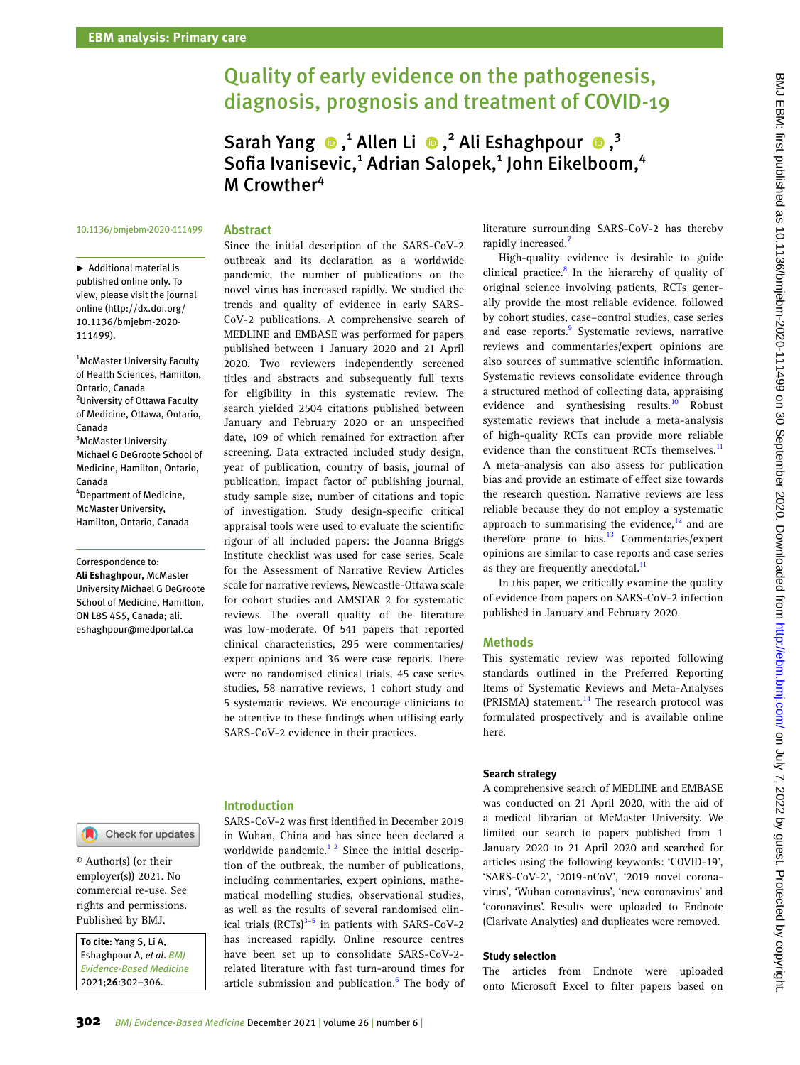EBM analysis: Primary care

# Quality of early evidence on the pathogenesis, diagnosis, prognosis and treatment of COVID-19

**Sarah Yang**,[1] **Allen Li**,[2] **Ali Eshaghpour**,[3] **Sofia Ivanisevic**,[1] **Adrian Salopek**,[1] **John Eikelboom**,[4] **M Crowther**[4]

10.1136/bmjebm-2020-111499

► Additional material is published online only. To view, please visit the journal online (http://dx.doi.org/10.1136/bmjebm-2020-111499).

[1]McMaster University Faculty of Health Sciences, Hamilton, Ontario, Canada
[2]University of Ottawa Faculty of Medicine, Ottawa, Ontario, Canada
[3]McMaster University Michael G DeGroote School of Medicine, Hamilton, Ontario, Canada
[4]Department of Medicine, McMaster University, Hamilton, Ontario, Canada

Correspondence to: **Ali Eshaghpour,** McMaster University Michael G DeGroote School of Medicine, Hamilton, ON L8S 4S5, Canada; ali.eshaghpour@medportal.ca

© Author(s) (or their employer(s)) 2021. No commercial re-use. See rights and permissions. Published by BMJ.

**To cite:** Yang S, Li A, Eshaghpour A, *et al. BMJ Evidence-Based Medicine* 2021;**26**:302–306.

## Abstract

Since the initial description of the SARS-CoV-2 outbreak and its declaration as a worldwide pandemic, the number of publications on the novel virus has increased rapidly. We studied the trends and quality of evidence in early SARS-CoV-2 publications. A comprehensive search of MEDLINE and EMBASE was performed for papers published between 1 January 2020 and 21 April 2020. Two reviewers independently screened titles and abstracts and subsequently full texts for eligibility in this systematic review. The search yielded 2504 citations published between January and February 2020 or an unspecified date, 109 of which remained for extraction after screening. Data extracted included study design, year of publication, country of basis, journal of publication, impact factor of publishing journal, study sample size, number of citations and topic of investigation. Study design-specific critical appraisal tools were used to evaluate the scientific rigour of all included papers: the Joanna Briggs Institute checklist was used for case series, Scale for the Assessment of Narrative Review Articles scale for narrative reviews, Newcastle-Ottawa scale for cohort studies and AMSTAR 2 for systematic reviews. The overall quality of the literature was low-moderate. Of 541 papers that reported clinical characteristics, 295 were commentaries/expert opinions and 36 were case reports. There were no randomised clinical trials, 45 case series studies, 58 narrative reviews, 1 cohort study and 5 systematic reviews. We encourage clinicians to be attentive to these findings when utilising early SARS-CoV-2 evidence in their practices.

## Introduction

SARS-CoV-2 was first identified in December 2019 in Wuhan, China and has since been declared a worldwide pandemic.[1 2] Since the initial description of the outbreak, the number of publications, including commentaries, expert opinions, mathematical modelling studies, observational studies, as well as the results of several randomised clinical trials (RCTs)[3–5] in patients with SARS-CoV-2 has increased rapidly. Online resource centres have been set up to consolidate SARS-CoV-2-related literature with fast turn-around times for article submission and publication.[6] The body of literature surrounding SARS-CoV-2 has thereby rapidly increased.[7]

High-quality evidence is desirable to guide clinical practice.[8] In the hierarchy of quality of original science involving patients, RCTs generally provide the most reliable evidence, followed by cohort studies, case–control studies, case series and case reports.[9] Systematic reviews, narrative reviews and commentaries/expert opinions are also sources of summative scientific information. Systematic reviews consolidate evidence through a structured method of collecting data, appraising evidence and synthesising results.[10] Robust systematic reviews that include a meta-analysis of high-quality RCTs can provide more reliable evidence than the constituent RCTs themselves.[11] A meta-analysis can also assess for publication bias and provide an estimate of effect size towards the research question. Narrative reviews are less reliable because they do not employ a systematic approach to summarising the evidence,[12] and are therefore prone to bias.[13] Commentaries/expert opinions are similar to case reports and case series as they are frequently anecdotal.[11]

In this paper, we critically examine the quality of evidence from papers on SARS-CoV-2 infection published in January and February 2020.

## Methods

This systematic review was reported following standards outlined in the Preferred Reporting Items of Systematic Reviews and Meta-Analyses (PRISMA) statement.[14] The research protocol was formulated prospectively and is available online here.

### Search strategy

A comprehensive search of MEDLINE and EMBASE was conducted on 21 April 2020, with the aid of a medical librarian at McMaster University. We limited our search to papers published from 1 January 2020 to 21 April 2020 and searched for articles using the following keywords: 'COVID-19', 'SARS-CoV-2', '2019-nCoV', '2019 novel coronavirus', 'Wuhan coronavirus', 'new coronavirus' and 'coronavirus'. Results were uploaded to Endnote (Clarivate Analytics) and duplicates were removed.

### Study selection

The articles from Endnote were uploaded onto Microsoft Excel to filter papers based on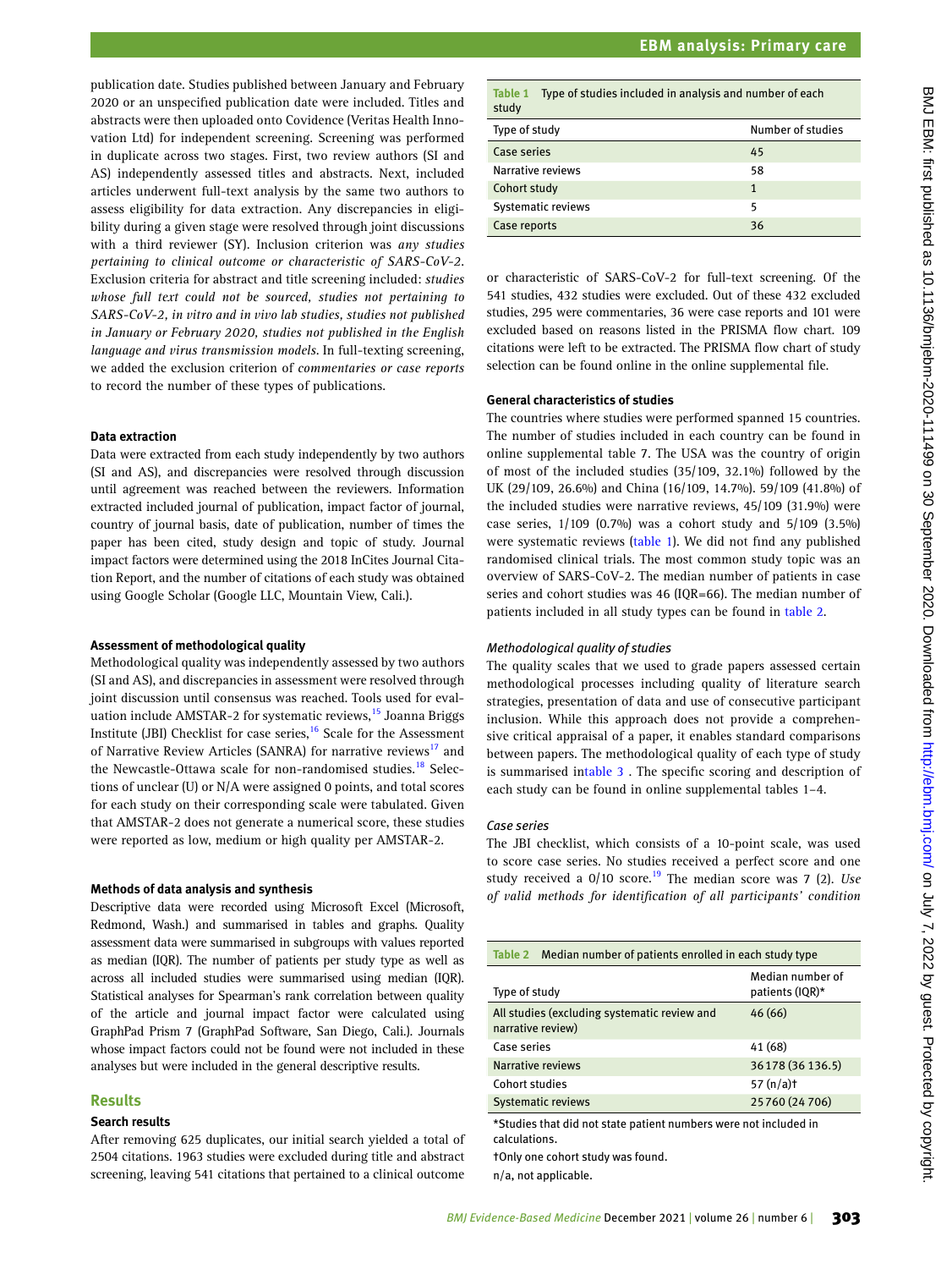publication date. Studies published between January and February 2020 or an unspecified publication date were included. Titles and abstracts were then uploaded onto Covidence (Veritas Health Innovation Ltd) for independent screening. Screening was performed in duplicate across two stages. First, two review authors (SI and AS) independently assessed titles and abstracts. Next, included articles underwent full-text analysis by the same two authors to assess eligibility for data extraction. Any discrepancies in eligibility during a given stage were resolved through joint discussions with a third reviewer (SY). Inclusion criterion was *any studies pertaining to clinical outcome or characteristic of SARS-CoV-2*. Exclusion criteria for abstract and title screening included: *studies whose full text could not be sourced, studies not pertaining to SARS-CoV-2, in vitro and in vivo lab studies, studies not published in January or February 2020, studies not published in the English language and virus transmission models*. In full-texting screening, we added the exclusion criterion of *commentaries or case reports* to record the number of these types of publications.

### Data extraction

Data were extracted from each study independently by two authors (SI and AS), and discrepancies were resolved through discussion until agreement was reached between the reviewers. Information extracted included journal of publication, impact factor of journal, country of journal basis, date of publication, number of times the paper has been cited, study design and topic of study. Journal impact factors were determined using the 2018 InCites Journal Citation Report, and the number of citations of each study was obtained using Google Scholar (Google LLC, Mountain View, Cali.).

### Assessment of methodological quality

Methodological quality was independently assessed by two authors (SI and AS), and discrepancies in assessment were resolved through joint discussion until consensus was reached. Tools used for evaluation include AMSTAR-2 for systematic reviews,[15] Joanna Briggs Institute (JBI) Checklist for case series,[16] Scale for the Assessment of Narrative Review Articles (SANRA) for narrative reviews[17] and the Newcastle-Ottawa scale for non-randomised studies.[18] Selections of unclear (U) or N/A were assigned 0 points, and total scores for each study on their corresponding scale were tabulated. Given that AMSTAR-2 does not generate a numerical score, these studies were reported as low, medium or high quality per AMSTAR-2.

### Methods of data analysis and synthesis

Descriptive data were recorded using Microsoft Excel (Microsoft, Redmond, Wash.) and summarised in tables and graphs. Quality assessment data were summarised in subgroups with values reported as median (IQR). The number of patients per study type as well as across all included studies were summarised using median (IQR). Statistical analyses for Spearman's rank correlation between quality of the article and journal impact factor were calculated using GraphPad Prism 7 (GraphPad Software, San Diego, Cali.). Journals whose impact factors could not be found were not included in these analyses but were included in the general descriptive results.

## Results

### Search results

After removing 625 duplicates, our initial search yielded a total of 2504 citations. 1963 studies were excluded during title and abstract screening, leaving 541 citations that pertained to a clinical outcome or characteristic of SARS-CoV-2 for full-text screening. Of the 541 studies, 432 studies were excluded. Out of these 432 excluded studies, 295 were commentaries, 36 were case reports and 101 were excluded based on reasons listed in the PRISMA flow chart. 109 citations were left to be extracted. The PRISMA flow chart of study selection can be found online in the online supplemental file.

**Table 1** Type of studies included in analysis and number of each study

| Type of study | Number of studies |
|---|---|
| Case series | 45 |
| Narrative reviews | 58 |
| Cohort study | 1 |
| Systematic reviews | 5 |
| Case reports | 36 |

### General characteristics of studies

The countries where studies were performed spanned 15 countries. The number of studies included in each country can be found in online supplemental table 7. The USA was the country of origin of most of the included studies (35/109, 32.1%) followed by the UK (29/109, 26.6%) and China (16/109, 14.7%). 59/109 (41.8%) of the included studies were narrative reviews, 45/109 (31.9%) were case series, 1/109 (0.7%) was a cohort study and 5/109 (3.5%) were systematic reviews (table 1). We did not find any published randomised clinical trials. The most common study topic was an overview of SARS-CoV-2. The median number of patients in case series and cohort studies was 46 (IQR=66). The median number of patients included in all study types can be found in table 2.

#### *Methodological quality of studies*

The quality scales that we used to grade papers assessed certain methodological processes including quality of literature search strategies, presentation of data and use of consecutive participant inclusion. While this approach does not provide a comprehensive critical appraisal of a paper, it enables standard comparisons between papers. The methodological quality of each type of study is summarised intable 3 . The specific scoring and description of each study can be found in online supplemental tables 1–4.

#### *Case series*

The JBI checklist, which consists of a 10-point scale, was used to score case series. No studies received a perfect score and one study received a 0/10 score.[19] The median score was 7 (2). *Use of valid methods for identification of all participants' condition*

**Table 2** Median number of patients enrolled in each study type

| Type of study | Median number of patients (IQR)* |
|---|---|
| All studies (excluding systematic review and narrative review) | 46 (66) |
| Case series | 41 (68) |
| Narrative reviews | 36 178 (36 136.5) |
| Cohort studies | 57 (n/a)† |
| Systematic reviews | 25 760 (24 706) |

*Studies that did not state patient numbers were not included in calculations.

†Only one cohort study was found.

n/a, not applicable.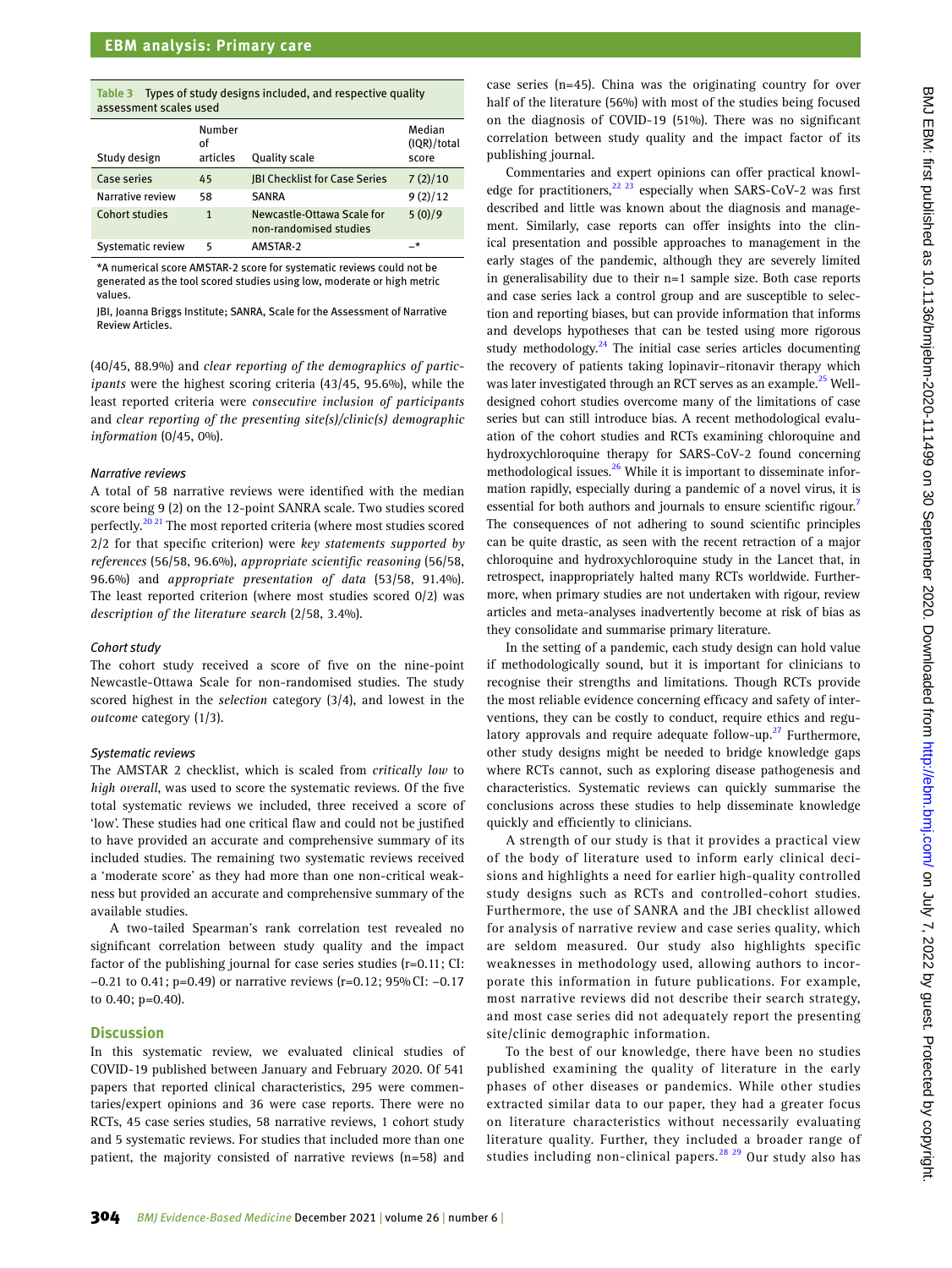**Table 3** Types of study designs included, and respective quality assessment scales used

| Study design | Number of articles | Quality scale | Median (IQR)/total score |
|---|---|---|---|
| Case series | 45 | JBI Checklist for Case Series | 7 (2)/10 |
| Narrative review | 58 | SANRA | 9 (2)/12 |
| Cohort studies | 1 | Newcastle-Ottawa Scale for non-randomised studies | 5 (0)/9 |
| Systematic review | 5 | AMSTAR-2 | –* |

*A numerical score AMSTAR-2 score for systematic reviews could not be generated as the tool scored studies using low, moderate or high metric values.

JBI, Joanna Briggs Institute; SANRA, Scale for the Assessment of Narrative Review Articles.

(40/45, 88.9%) and *clear reporting of the demographics of participants* were the highest scoring criteria (43/45, 95.6%), while the least reported criteria were *consecutive inclusion of participants* and *clear reporting of the presenting site(s)/clinic(s) demographic information* (0/45, 0%).

### Narrative reviews

A total of 58 narrative reviews were identified with the median score being 9 (2) on the 12-point SANRA scale. Two studies scored perfectly.[20 21] The most reported criteria (where most studies scored 2/2 for that specific criterion) were *key statements supported by references* (56/58, 96.6%), *appropriate scientific reasoning* (56/58, 96.6%) and *appropriate presentation of data* (53/58, 91.4%). The least reported criterion (where most studies scored 0/2) was *description of the literature search* (2/58, 3.4%).

### Cohort study

The cohort study received a score of five on the nine-point Newcastle-Ottawa Scale for non-randomised studies. The study scored highest in the *selection* category (3/4), and lowest in the *outcome* category (1/3).

### Systematic reviews

The AMSTAR 2 checklist, which is scaled from *critically low* to *high overall*, was used to score the systematic reviews. Of the five total systematic reviews we included, three received a score of 'low'. These studies had one critical flaw and could not be justified to have provided an accurate and comprehensive summary of its included studies. The remaining two systematic reviews received a 'moderate score' as they had more than one non-critical weakness but provided an accurate and comprehensive summary of the available studies.

A two-tailed Spearman's rank correlation test revealed no significant correlation between study quality and the impact factor of the publishing journal for case series studies (r=0.11; CI: −0.21 to 0.41; p=0.49) or narrative reviews (r=0.12; 95% CI: −0.17 to 0.40; p=0.40).

## Discussion

In this systematic review, we evaluated clinical studies of COVID-19 published between January and February 2020. Of 541 papers that reported clinical characteristics, 295 were commentaries/expert opinions and 36 were case reports. There were no RCTs, 45 case series studies, 58 narrative reviews, 1 cohort study and 5 systematic reviews. For studies that included more than one patient, the majority consisted of narrative reviews (n=58) and case series (n=45). China was the originating country for over half of the literature (56%) with most of the studies being focused on the diagnosis of COVID-19 (51%). There was no significant correlation between study quality and the impact factor of its publishing journal.

Commentaries and expert opinions can offer practical knowledge for practitioners,[22 23] especially when SARS-CoV-2 was first described and little was known about the diagnosis and management. Similarly, case reports can offer insights into the clinical presentation and possible approaches to management in the early stages of the pandemic, although they are severely limited in generalisability due to their n=1 sample size. Both case reports and case series lack a control group and are susceptible to selection and reporting biases, but can provide information that informs and develops hypotheses that can be tested using more rigorous study methodology.[24] The initial case series articles documenting the recovery of patients taking lopinavir–ritonavir therapy which was later investigated through an RCT serves as an example.[25] Well-designed cohort studies overcome many of the limitations of case series but can still introduce bias. A recent methodological evaluation of the cohort studies and RCTs examining chloroquine and hydroxychloroquine therapy for SARS-CoV-2 found concerning methodological issues.[26] While it is important to disseminate information rapidly, especially during a pandemic of a novel virus, it is essential for both authors and journals to ensure scientific rigour.[7] The consequences of not adhering to sound scientific principles can be quite drastic, as seen with the recent retraction of a major chloroquine and hydroxychloroquine study in the Lancet that, in retrospect, inappropriately halted many RCTs worldwide. Furthermore, when primary studies are not undertaken with rigour, review articles and meta-analyses inadvertently become at risk of bias as they consolidate and summarise primary literature.

In the setting of a pandemic, each study design can hold value if methodologically sound, but it is important for clinicians to recognise their strengths and limitations. Though RCTs provide the most reliable evidence concerning efficacy and safety of interventions, they can be costly to conduct, require ethics and regulatory approvals and require adequate follow-up.[27] Furthermore, other study designs might be needed to bridge knowledge gaps where RCTs cannot, such as exploring disease pathogenesis and characteristics. Systematic reviews can quickly summarise the conclusions across these studies to help disseminate knowledge quickly and efficiently to clinicians.

A strength of our study is that it provides a practical view of the body of literature used to inform early clinical decisions and highlights a need for earlier high-quality controlled study designs such as RCTs and controlled-cohort studies. Furthermore, the use of SANRA and the JBI checklist allowed for analysis of narrative review and case series quality, which are seldom measured. Our study also highlights specific weaknesses in methodology used, allowing authors to incorporate this information in future publications. For example, most narrative reviews did not describe their search strategy, and most case series did not adequately report the presenting site/clinic demographic information.

To the best of our knowledge, there have been no studies published examining the quality of literature in the early phases of other diseases or pandemics. While other studies extracted similar data to our paper, they had a greater focus on literature characteristics without necessarily evaluating literature quality. Further, they included a broader range of studies including non-clinical papers.[28 29] Our study also has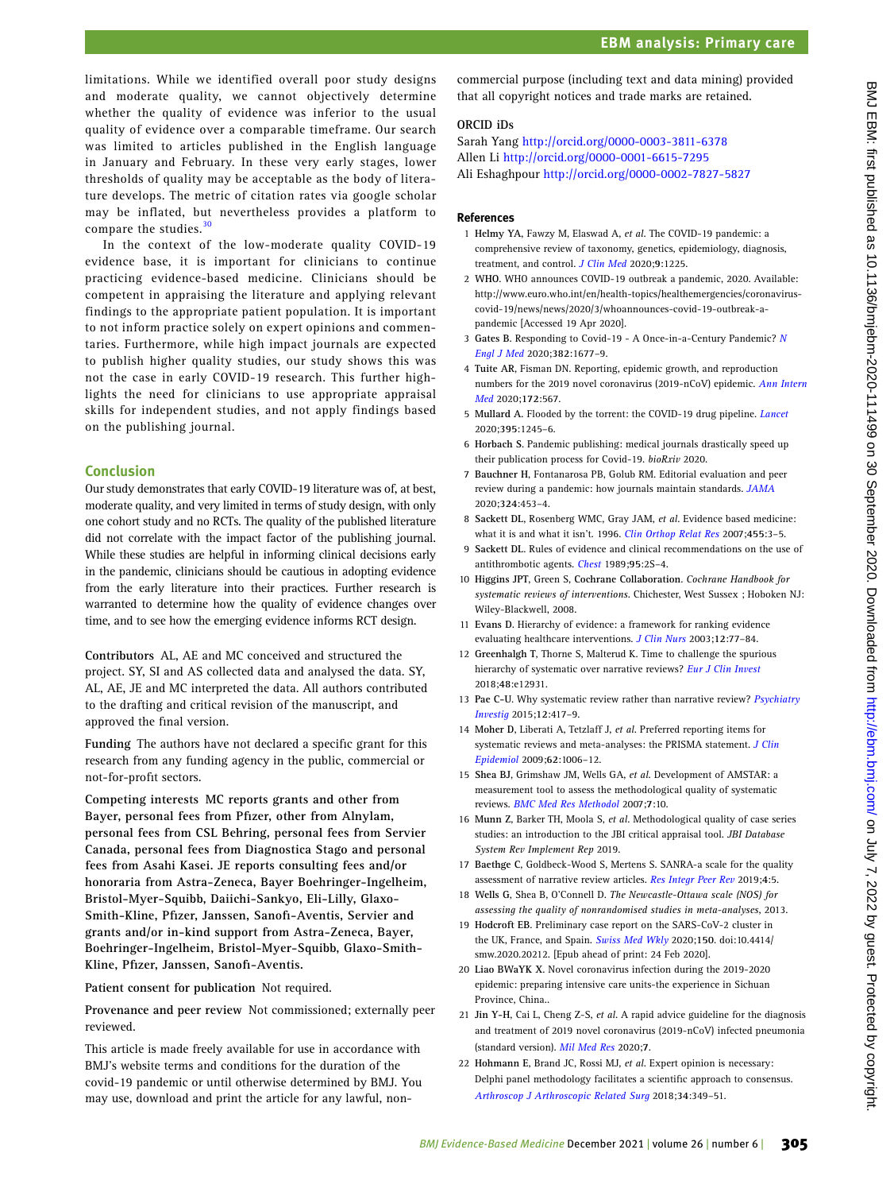limitations. While we identified overall poor study designs and moderate quality, we cannot objectively determine whether the quality of evidence was inferior to the usual quality of evidence over a comparable timeframe. Our search was limited to articles published in the English language in January and February. In these very early stages, lower thresholds of quality may be acceptable as the body of literature develops. The metric of citation rates via google scholar may be inflated, but nevertheless provides a platform to compare the studies.[30]

In the context of the low-moderate quality COVID-19 evidence base, it is important for clinicians to continue practicing evidence-based medicine. Clinicians should be competent in appraising the literature and applying relevant findings to the appropriate patient population. It is important to not inform practice solely on expert opinions and commentaries. Furthermore, while high impact journals are expected to publish higher quality studies, our study shows this was not the case in early COVID-19 research. This further highlights the need for clinicians to use appropriate appraisal skills for independent studies, and not apply findings based on the publishing journal.

## Conclusion

Our study demonstrates that early COVID-19 literature was of, at best, moderate quality, and very limited in terms of study design, with only one cohort study and no RCTs. The quality of the published literature did not correlate with the impact factor of the publishing journal. While these studies are helpful in informing clinical decisions early in the pandemic, clinicians should be cautious in adopting evidence from the early literature into their practices. Further research is warranted to determine how the quality of evidence changes over time, and to see how the emerging evidence informs RCT design.

**Contributors** AL, AE and MC conceived and structured the project. SY, SI and AS collected data and analysed the data. SY, AL, AE, JE and MC interpreted the data. All authors contributed to the drafting and critical revision of the manuscript, and approved the final version.

**Funding** The authors have not declared a specific grant for this research from any funding agency in the public, commercial or not-for-profit sectors.

**Competing interests MC reports grants and other from Bayer, personal fees from Pfizer, other from Alnylam, personal fees from CSL Behring, personal fees from Servier Canada, personal fees from Diagnostica Stago and personal fees from Asahi Kasei. JE reports consulting fees and/or honoraria from Astra-Zeneca, Bayer Boehringer-Ingelheim, Bristol-Myer-Squibb, Daiichi-Sankyo, Eli-Lilly, Glaxo-Smith-Kline, Pfizer, Janssen, Sanofi-Aventis, Servier and grants and/or in-kind support from Astra-Zeneca, Bayer, Boehringer-Ingelheim, Bristol-Myer-Squibb, Glaxo-Smith-Kline, Pfizer, Janssen, Sanofi-Aventis.**

**Patient consent for publication** Not required.

**Provenance and peer review** Not commissioned; externally peer reviewed.

This article is made freely available for use in accordance with BMJ's website terms and conditions for the duration of the covid-19 pandemic or until otherwise determined by BMJ. You may use, download and print the article for any lawful, non-commercial purpose (including text and data mining) provided that all copyright notices and trade marks are retained.

**ORCID iDs**

Sarah Yang http://orcid.org/0000-0003-3811-6378
Allen Li http://orcid.org/0000-0001-6615-7295
Ali Eshaghpour http://orcid.org/0000-0002-7827-5827

### References

1. **Helmy YA**, Fawzy M, Elaswad A, *et al*. The COVID-19 pandemic: a comprehensive review of taxonomy, genetics, epidemiology, diagnosis, treatment, and control. *J Clin Med* 2020;**9**:1225.
2. **WHO**. WHO announces COVID-19 outbreak a pandemic, 2020. Available: http://www.euro.who.int/en/health-topics/healthemergencies/coronavirus-covid-19/news/news/2020/3/whoannounces-covid-19-outbreak-a-pandemic [Accessed 19 Apr 2020].
3. **Gates B**. Responding to Covid-19 - A Once-in-a-Century Pandemic? *N Engl J Med* 2020;**382**:1677–9.
4. **Tuite AR**, Fisman DN. Reporting, epidemic growth, and reproduction numbers for the 2019 novel coronavirus (2019-nCoV) epidemic. *Ann Intern Med* 2020;**172**:567.
5. **Mullard A**. Flooded by the torrent: the COVID-19 drug pipeline. *Lancet* 2020;**395**:1245–6.
6. **Horbach S**. Pandemic publishing: medical journals drastically speed up their publication process for Covid-19. *bioRxiv* 2020.
7. **Bauchner H**, Fontanarosa PB, Golub RM. Editorial evaluation and peer review during a pandemic: how journals maintain standards. *JAMA* 2020;**324**:453–4.
8. **Sackett DL**, Rosenberg WMC, Gray JAM, *et al*. Evidence based medicine: what it is and what it isn't. 1996. *Clin Orthop Relat Res* 2007;**455**:3–5.
9. **Sackett DL**. Rules of evidence and clinical recommendations on the use of antithrombotic agents. *Chest* 1989;**95**:2S–4.
10. **Higgins JPT**, Green S, **Cochrane Collaboration**. *Cochrane Handbook for systematic reviews of interventions*. Chichester, West Sussex ; Hoboken NJ: Wiley-Blackwell, 2008.
11. **Evans D**. Hierarchy of evidence: a framework for ranking evidence evaluating healthcare interventions. *J Clin Nurs* 2003;**12**:77–84.
12. **Greenhalgh T**, Thorne S, Malterud K. Time to challenge the spurious hierarchy of systematic over narrative reviews? *Eur J Clin Invest* 2018;**48**:e12931.
13. **Pae C-U**. Why systematic review rather than narrative review? *Psychiatry Investig* 2015;**12**:417–9.
14. **Moher D**, Liberati A, Tetzlaff J, *et al*. Preferred reporting items for systematic reviews and meta-analyses: the PRISMA statement. *J Clin Epidemiol* 2009;**62**:1006–12.
15. **Shea BJ**, Grimshaw JM, Wells GA, *et al*. Development of AMSTAR: a measurement tool to assess the methodological quality of systematic reviews. *BMC Med Res Methodol* 2007;**7**:10.
16. **Munn Z**, Barker TH, Moola S, *et al*. Methodological quality of case series studies: an introduction to the JBI critical appraisal tool. *JBI Database System Rev Implement Rep* 2019.
17. **Baethge C**, Goldbeck-Wood S, Mertens S. SANRA-a scale for the quality assessment of narrative review articles. *Res Integr Peer Rev* 2019;**4**:5.
18. **Wells G**, Shea B, O'Connell D. *The Newcastle-Ottawa scale (NOS) for assessing the quality of nonrandomised studies in meta-analyses*, 2013.
19. **Hodcroft EB**. Preliminary case report on the SARS-CoV-2 cluster in the UK, France, and Spain. *Swiss Med Wkly* 2020;**150**. doi:10.4414/smw.2020.20212. [Epub ahead of print: 24 Feb 2020].
20. **Liao BWaYK X**. Novel coronavirus infection during the 2019-2020 epidemic: preparing intensive care units-the experience in Sichuan Province, China..
21. **Jin Y-H**, Cai L, Cheng Z-S, *et al*. A rapid advice guideline for the diagnosis and treatment of 2019 novel coronavirus (2019-nCoV) infected pneumonia (standard version). *Mil Med Res* 2020;**7**.
22. **Hohmann E**, Brand JC, Rossi MJ, *et al*. Expert opinion is necessary: Delphi panel methodology facilitates a scientific approach to consensus. *Arthroscop J Arthroscopic Related Surg* 2018;**34**:349–51.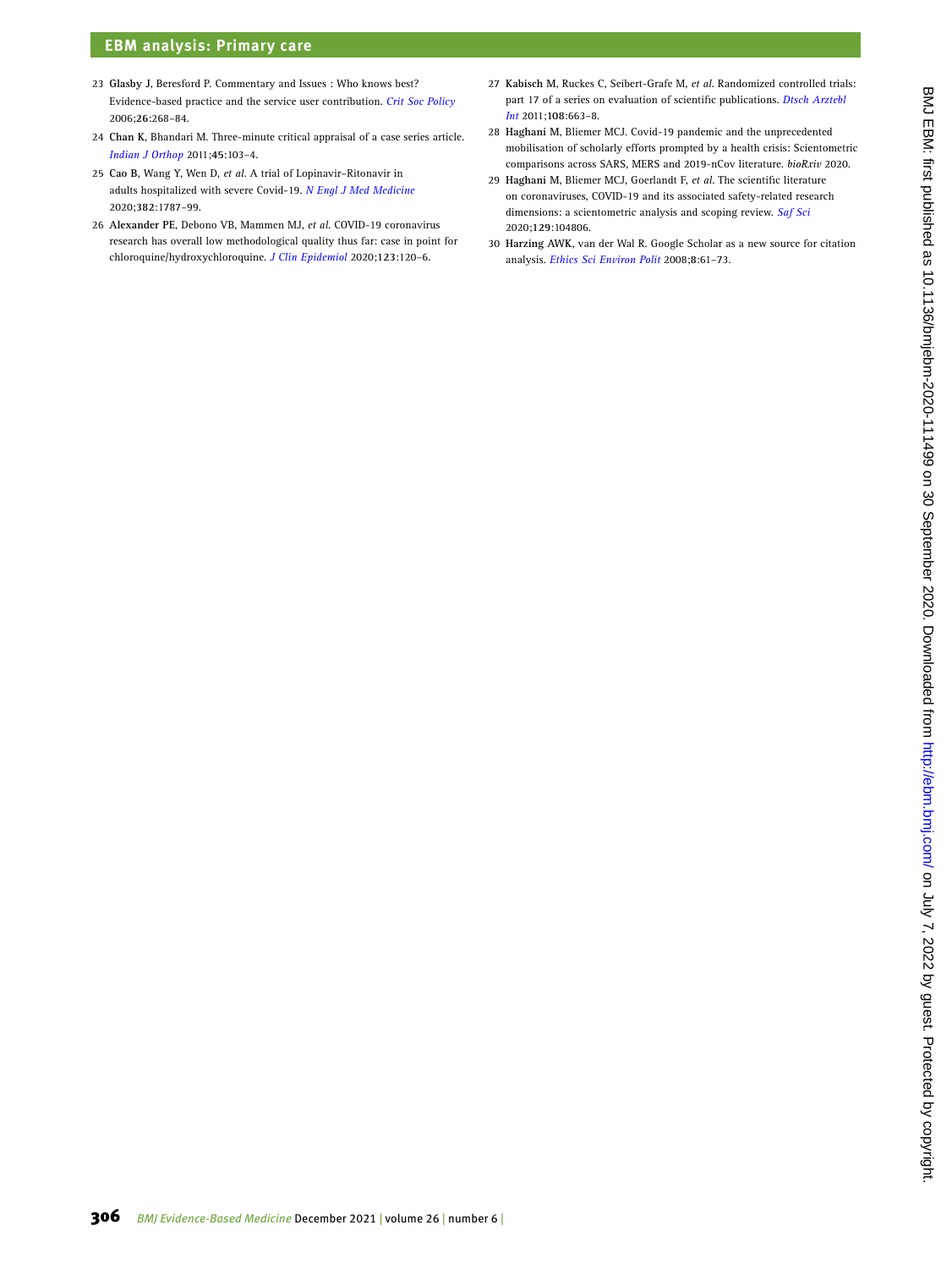23 **Glasby J**, Beresford P. Commentary and Issues : Who knows best? Evidence-based practice and the service user contribution. *Crit Soc Policy* 2006;**26**:268–84.

24 **Chan K**, Bhandari M. Three-minute critical appraisal of a case series article. *Indian J Orthop* 2011;**45**:103–4.

25 **Cao B**, Wang Y, Wen D, *et al*. A trial of Lopinavir–Ritonavir in adults hospitalized with severe Covid-19. *N Engl J Med Medicine* 2020;**382**:1787–99.

26 **Alexander PE**, Debono VB, Mammen MJ, *et al*. COVID-19 coronavirus research has overall low methodological quality thus far: case in point for chloroquine/hydroxychloroquine. *J Clin Epidemiol* 2020;**123**:120–6.

27 **Kabisch M**, Ruckes C, Seibert-Grafe M, *et al*. Randomized controlled trials: part 17 of a series on evaluation of scientific publications. *Dtsch Arztebl Int* 2011;**108**:663–8.

28 **Haghani M**, Bliemer MCJ. Covid-19 pandemic and the unprecedented mobilisation of scholarly efforts prompted by a health crisis: Scientometric comparisons across SARS, MERS and 2019-nCov literature. ***bioRxiv*** 2020.

29 **Haghani M**, Bliemer MCJ, Goerlandt F, *et al*. The scientific literature on coronaviruses, COVID-19 and its associated safety-related research dimensions: a scientometric analysis and scoping review. *Saf Sci* 2020;**129**:104806.

30 **Harzing AWK**, van der Wal R. Google Scholar as a new source for citation analysis. *Ethics Sci Environ Polit* 2008;**8**:61–73.